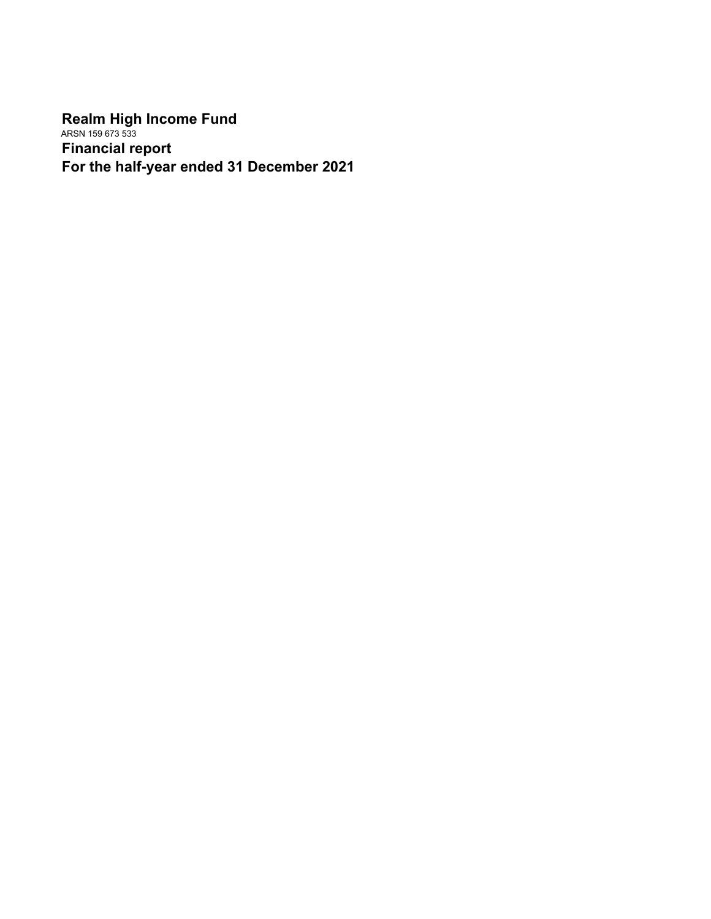# Realm High Income Fund

ARSN 159 673 533

## Financial report

## For the half-year ended 31 December 2021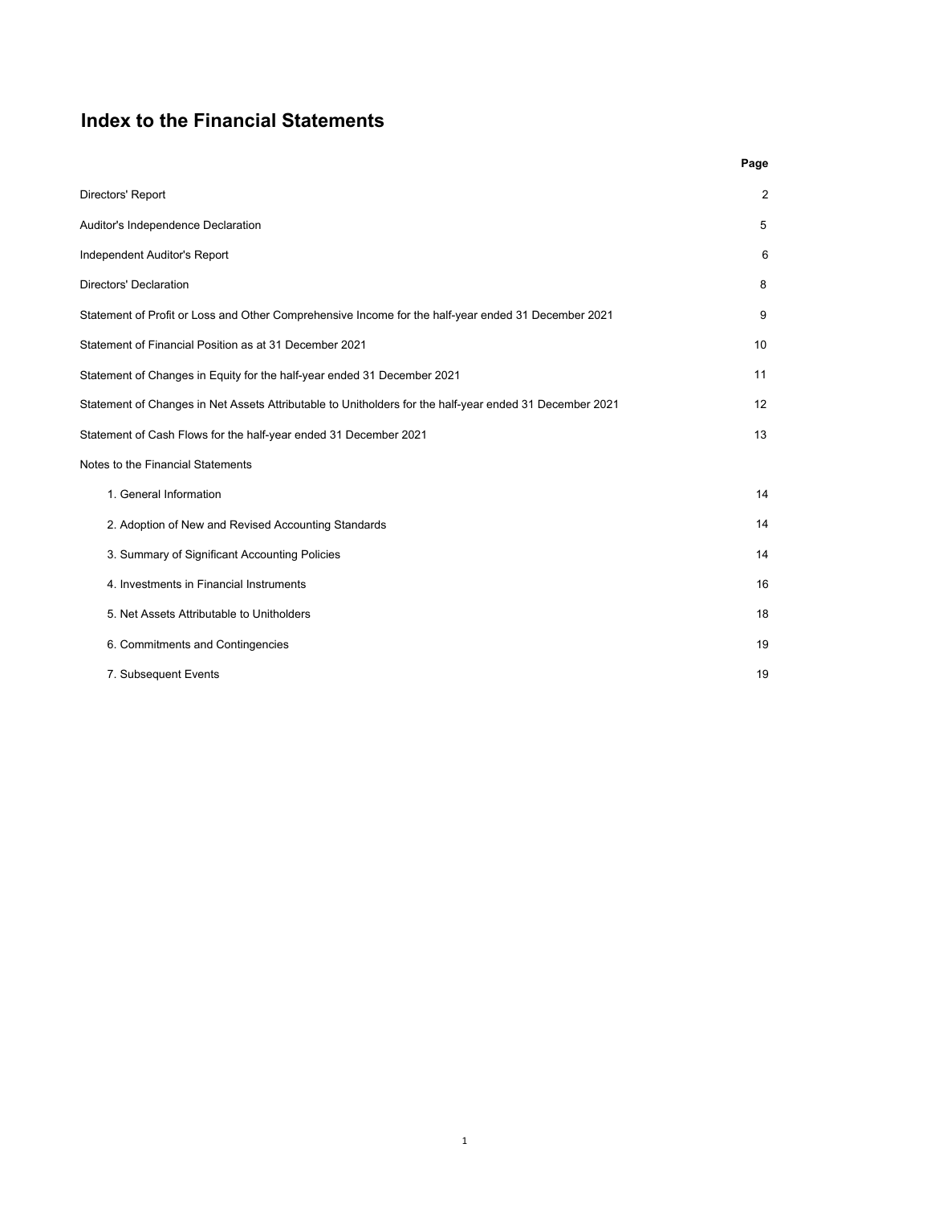# Index to the Financial Statements

| | Page |
|---|---|
| Directors' Report | 2 |
| Auditor's Independence Declaration | 5 |
| Independent Auditor's Report | 6 |
| Directors' Declaration | 8 |
| Statement of Profit or Loss and Other Comprehensive Income for the half-year ended 31 December 2021 | 9 |
| Statement of Financial Position as at 31 December 2021 | 10 |
| Statement of Changes in Equity for the half-year ended 31 December 2021 | 11 |
| Statement of Changes in Net Assets Attributable to Unitholders for the half-year ended 31 December 2021 | 12 |
| Statement of Cash Flows for the half-year ended 31 December 2021 | 13 |
| Notes to the Financial Statements | |
| 1. General Information | 14 |
| 2. Adoption of New and Revised Accounting Standards | 14 |
| 3. Summary of Significant Accounting Policies | 14 |
| 4. Investments in Financial Instruments | 16 |
| 5. Net Assets Attributable to Unitholders | 18 |
| 6. Commitments and Contingencies | 19 |
| 7. Subsequent Events | 19 |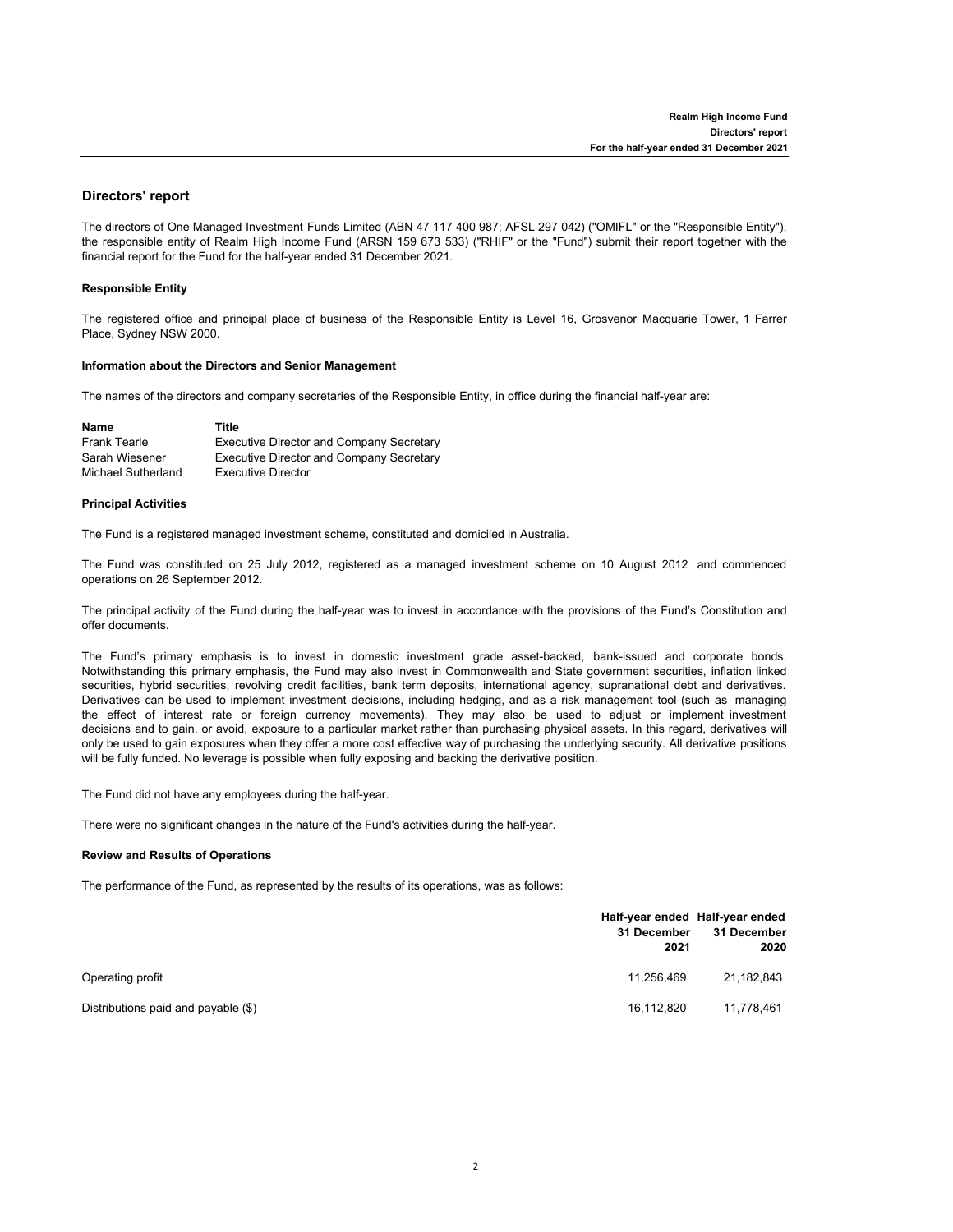# Directors' report

The directors of One Managed Investment Funds Limited (ABN 47 117 400 987; AFSL 297 042) ("OMIFL" or the "Responsible Entity"), the responsible entity of Realm High Income Fund (ARSN 159 673 533) ("RHIF" or the "Fund") submit their report together with the financial report for the Fund for the half-year ended 31 December 2021.

### Responsible Entity

The registered office and principal place of business of the Responsible Entity is Level 16, Grosvenor Macquarie Tower, 1 Farrer Place, Sydney NSW 2000.

### Information about the Directors and Senior Management

The names of the directors and company secretaries of the Responsible Entity, in office during the financial half-year are:

| Name | Title |
|---|---|
| Frank Tearle | Executive Director and Company Secretary |
| Sarah Wiesener | Executive Director and Company Secretary |
| Michael Sutherland | Executive Director |

### Principal Activities

The Fund is a registered managed investment scheme, constituted and domiciled in Australia.

The Fund was constituted on 25 July 2012, registered as a managed investment scheme on 10 August 2012 and commenced operations on 26 September 2012.

The principal activity of the Fund during the half-year was to invest in accordance with the provisions of the Fund's Constitution and offer documents.

The Fund's primary emphasis is to invest in domestic investment grade asset-backed, bank-issued and corporate bonds. Notwithstanding this primary emphasis, the Fund may also invest in Commonwealth and State government securities, inflation linked securities, hybrid securities, revolving credit facilities, bank term deposits, international agency, supranational debt and derivatives. Derivatives can be used to implement investment decisions, including hedging, and as a risk management tool (such as managing the effect of interest rate or foreign currency movements). They may also be used to adjust or implement investment decisions and to gain, or avoid, exposure to a particular market rather than purchasing physical assets. In this regard, derivatives will only be used to gain exposures when they offer a more cost effective way of purchasing the underlying security. All derivative positions will be fully funded. No leverage is possible when fully exposing and backing the derivative position.

The Fund did not have any employees during the half-year.

There were no significant changes in the nature of the Fund's activities during the half-year.

### Review and Results of Operations

The performance of the Fund, as represented by the results of its operations, was as follows:

| | Half-year ended 31 December 2021 | Half-year ended 31 December 2020 |
|---|---|---|
| Operating profit | 11,256,469 | 21,182,843 |
| Distributions paid and payable ($) | 16,112,820 | 11,778,461 |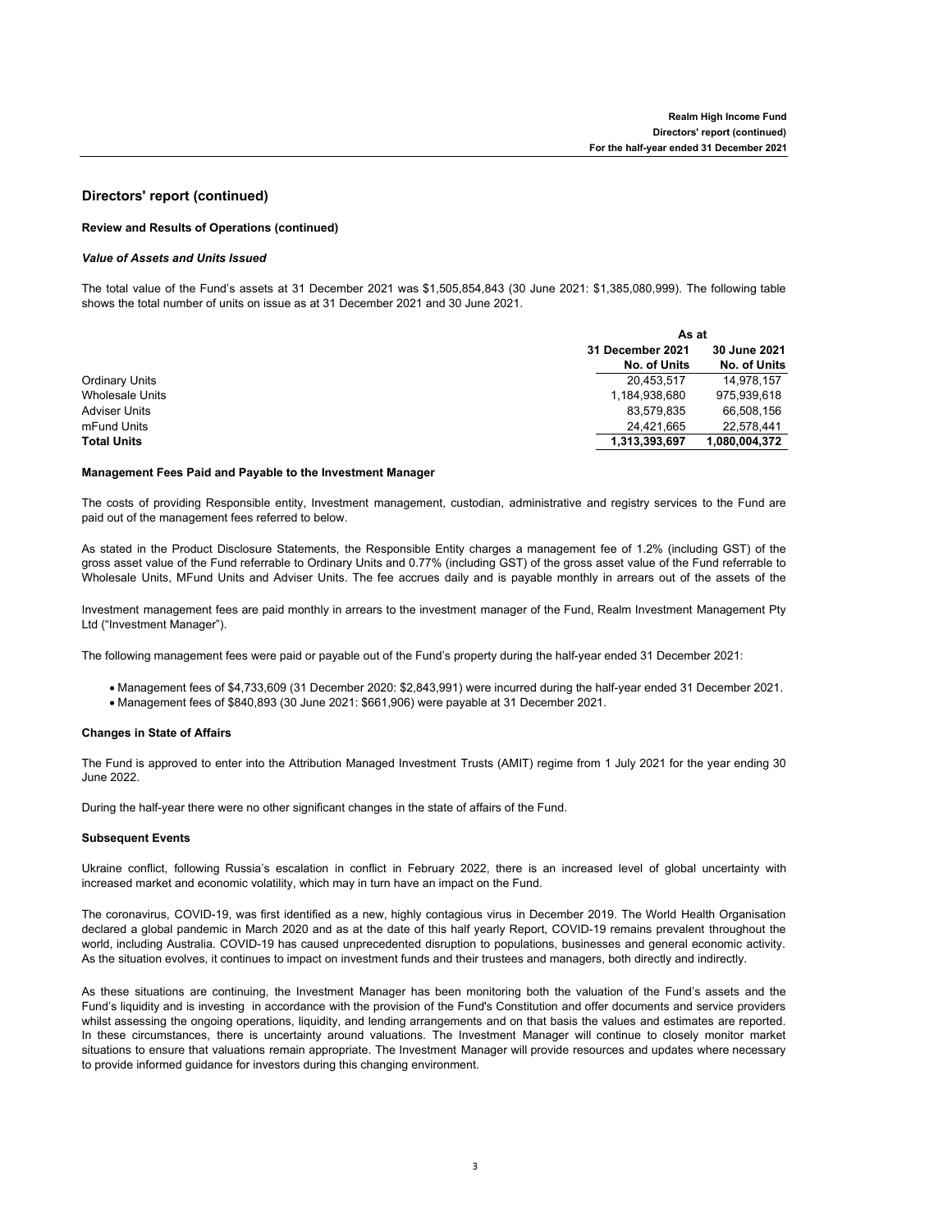## Directors' report (continued)

### Review and Results of Operations (continued)

***Value of Assets and Units Issued***

The total value of the Fund's assets at 31 December 2021 was $1,505,854,843 (30 June 2021: $1,385,080,999). The following table shows the total number of units on issue as at 31 December 2021 and 30 June 2021.

| | As at | |
|---|---|---|
| | **31 December 2021 No. of Units** | **30 June 2021 No. of Units** |
| Ordinary Units | 20,453,517 | 14,978,157 |
| Wholesale Units | 1,184,938,680 | 975,939,618 |
| Adviser Units | 83,579,835 | 66,508,156 |
| mFund Units | 24,421,665 | 22,578,441 |
| **Total Units** | **1,313,393,697** | **1,080,004,372** |

### Management Fees Paid and Payable to the Investment Manager

The costs of providing Responsible entity, Investment management, custodian, administrative and registry services to the Fund are paid out of the management fees referred to below.

As stated in the Product Disclosure Statements, the Responsible Entity charges a management fee of 1.2% (including GST) of the gross asset value of the Fund referrable to Ordinary Units and 0.77% (including GST) of the gross asset value of the Fund referrable to Wholesale Units, MFund Units and Adviser Units. The fee accrues daily and is payable monthly in arrears out of the assets of the

Investment management fees are paid monthly in arrears to the investment manager of the Fund, Realm Investment Management Pty Ltd ("Investment Manager").

The following management fees were paid or payable out of the Fund's property during the half-year ended 31 December 2021:

- Management fees of $4,733,609 (31 December 2020: $2,843,991) were incurred during the half-year ended 31 December 2021.
- Management fees of $840,893 (30 June 2021: $661,906) were payable at 31 December 2021.

### Changes in State of Affairs

The Fund is approved to enter into the Attribution Managed Investment Trusts (AMIT) regime from 1 July 2021 for the year ending 30 June 2022.

During the half-year there were no other significant changes in the state of affairs of the Fund.

### Subsequent Events

Ukraine conflict, following Russia's escalation in conflict in February 2022, there is an increased level of global uncertainty with increased market and economic volatility, which may in turn have an impact on the Fund.

The coronavirus, COVID-19, was first identified as a new, highly contagious virus in December 2019. The World Health Organisation declared a global pandemic in March 2020 and as at the date of this half yearly Report, COVID-19 remains prevalent throughout the world, including Australia. COVID-19 has caused unprecedented disruption to populations, businesses and general economic activity. As the situation evolves, it continues to impact on investment funds and their trustees and managers, both directly and indirectly.

As these situations are continuing, the Investment Manager has been monitoring both the valuation of the Fund's assets and the Fund's liquidity and is investing in accordance with the provision of the Fund's Constitution and offer documents and service providers whilst assessing the ongoing operations, liquidity, and lending arrangements and on that basis the values and estimates are reported. In these circumstances, there is uncertainty around valuations. The Investment Manager will continue to closely monitor market situations to ensure that valuations remain appropriate. The Investment Manager will provide resources and updates where necessary to provide informed guidance for investors during this changing environment.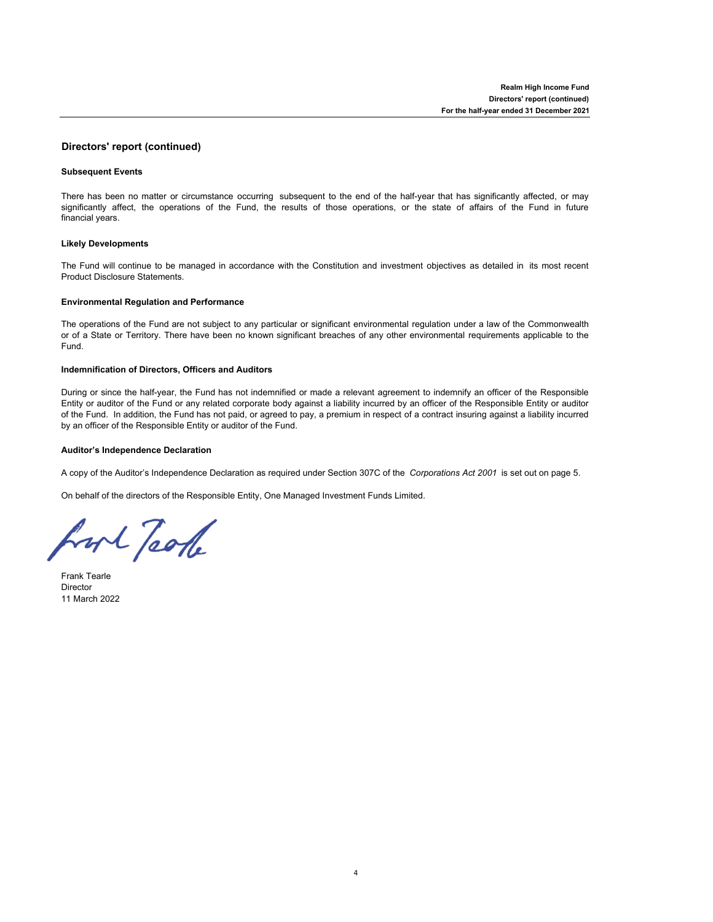## Directors' report (continued)

### Subsequent Events

There has been no matter or circumstance occurring subsequent to the end of the half-year that has significantly affected, or may significantly affect, the operations of the Fund, the results of those operations, or the state of affairs of the Fund in future financial years.

### Likely Developments

The Fund will continue to be managed in accordance with the Constitution and investment objectives as detailed in its most recent Product Disclosure Statements.

### Environmental Regulation and Performance

The operations of the Fund are not subject to any particular or significant environmental regulation under a law of the Commonwealth or of a State or Territory. There have been no known significant breaches of any other environmental requirements applicable to the Fund.

### Indemnification of Directors, Officers and Auditors

During or since the half-year, the Fund has not indemnified or made a relevant agreement to indemnify an officer of the Responsible Entity or auditor of the Fund or any related corporate body against a liability incurred by an officer of the Responsible Entity or auditor of the Fund. In addition, the Fund has not paid, or agreed to pay, a premium in respect of a contract insuring against a liability incurred by an officer of the Responsible Entity or auditor of the Fund.

### Auditor's Independence Declaration

A copy of the Auditor's Independence Declaration as required under Section 307C of the *Corporations Act 2001* is set out on page 5.

On behalf of the directors of the Responsible Entity, One Managed Investment Funds Limited.

Frank Tearle
Director
11 March 2022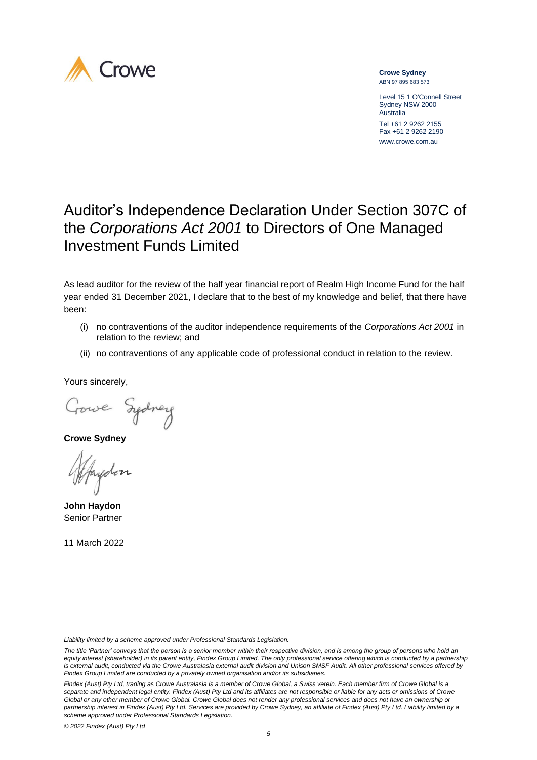**Crowe Sydney**
ABN 97 895 683 573

Level 15 1 O'Connell Street
Sydney NSW 2000
Australia

Tel +61 2 9262 2155
Fax +61 2 9262 2190

www.crowe.com.au

# Auditor's Independence Declaration Under Section 307C of the *Corporations Act 2001* to Directors of One Managed Investment Funds Limited

As lead auditor for the review of the half year financial report of Realm High Income Fund for the half year ended 31 December 2021, I declare that to the best of my knowledge and belief, that there have been:

(i) no contraventions of the auditor independence requirements of the *Corporations Act 2001* in relation to the review; and

(ii) no contraventions of any applicable code of professional conduct in relation to the review.

Yours sincerely,

**Crowe Sydney**

**John Haydon**
Senior Partner

11 March 2022

*Liability limited by a scheme approved under Professional Standards Legislation.*

*The title 'Partner' conveys that the person is a senior member within their respective division, and is among the group of persons who hold an equity interest (shareholder) in its parent entity, Findex Group Limited. The only professional service offering which is conducted by a partnership is external audit, conducted via the Crowe Australasia external audit division and Unison SMSF Audit. All other professional services offered by Findex Group Limited are conducted by a privately owned organisation and/or its subsidiaries.*

*Findex (Aust) Pty Ltd, trading as Crowe Australasia is a member of Crowe Global, a Swiss verein. Each member firm of Crowe Global is a separate and independent legal entity. Findex (Aust) Pty Ltd and its affiliates are not responsible or liable for any acts or omissions of Crowe Global or any other member of Crowe Global. Crowe Global does not render any professional services and does not have an ownership or partnership interest in Findex (Aust) Pty Ltd. Services are provided by Crowe Sydney, an affiliate of Findex (Aust) Pty Ltd. Liability limited by a scheme approved under Professional Standards Legislation.*

*© 2022 Findex (Aust) Pty Ltd*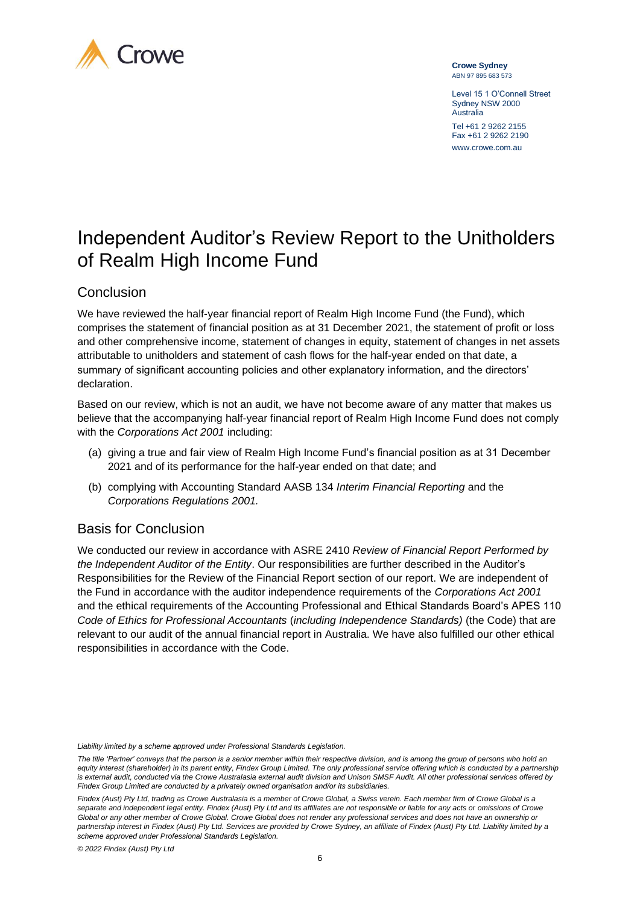Crowe

**Crowe Sydney**
ABN 97 895 683 573

Level 15 1 O'Connell Street
Sydney NSW 2000
Australia

Tel +61 2 9262 2155
Fax +61 2 9262 2190
www.crowe.com.au

# Independent Auditor's Review Report to the Unitholders of Realm High Income Fund

## Conclusion

We have reviewed the half-year financial report of Realm High Income Fund (the Fund), which comprises the statement of financial position as at 31 December 2021, the statement of profit or loss and other comprehensive income, statement of changes in equity, statement of changes in net assets attributable to unitholders and statement of cash flows for the half-year ended on that date, a summary of significant accounting policies and other explanatory information, and the directors' declaration.

Based on our review, which is not an audit, we have not become aware of any matter that makes us believe that the accompanying half-year financial report of Realm High Income Fund does not comply with the *Corporations Act 2001* including:

(a) giving a true and fair view of Realm High Income Fund's financial position as at 31 December 2021 and of its performance for the half-year ended on that date; and

(b) complying with Accounting Standard AASB 134 *Interim Financial Reporting* and the *Corporations Regulations 2001.*

## Basis for Conclusion

We conducted our review in accordance with ASRE 2410 *Review of Financial Report Performed by the Independent Auditor of the Entity*. Our responsibilities are further described in the Auditor's Responsibilities for the Review of the Financial Report section of our report. We are independent of the Fund in accordance with the auditor independence requirements of the *Corporations Act 2001* and the ethical requirements of the Accounting Professional and Ethical Standards Board's APES 110 *Code of Ethics for Professional Accountants* (*including Independence Standards)* (the Code) that are relevant to our audit of the annual financial report in Australia. We have also fulfilled our other ethical responsibilities in accordance with the Code.

*Liability limited by a scheme approved under Professional Standards Legislation.*

*The title 'Partner' conveys that the person is a senior member within their respective division, and is among the group of persons who hold an equity interest (shareholder) in its parent entity, Findex Group Limited. The only professional service offering which is conducted by a partnership is external audit, conducted via the Crowe Australasia external audit division and Unison SMSF Audit. All other professional services offered by Findex Group Limited are conducted by a privately owned organisation and/or its subsidiaries.*

*Findex (Aust) Pty Ltd, trading as Crowe Australasia is a member of Crowe Global, a Swiss verein. Each member firm of Crowe Global is a separate and independent legal entity. Findex (Aust) Pty Ltd and its affiliates are not responsible or liable for any acts or omissions of Crowe Global or any other member of Crowe Global. Crowe Global does not render any professional services and does not have an ownership or partnership interest in Findex (Aust) Pty Ltd. Services are provided by Crowe Sydney, an affiliate of Findex (Aust) Pty Ltd. Liability limited by a scheme approved under Professional Standards Legislation.*

*© 2022 Findex (Aust) Pty Ltd*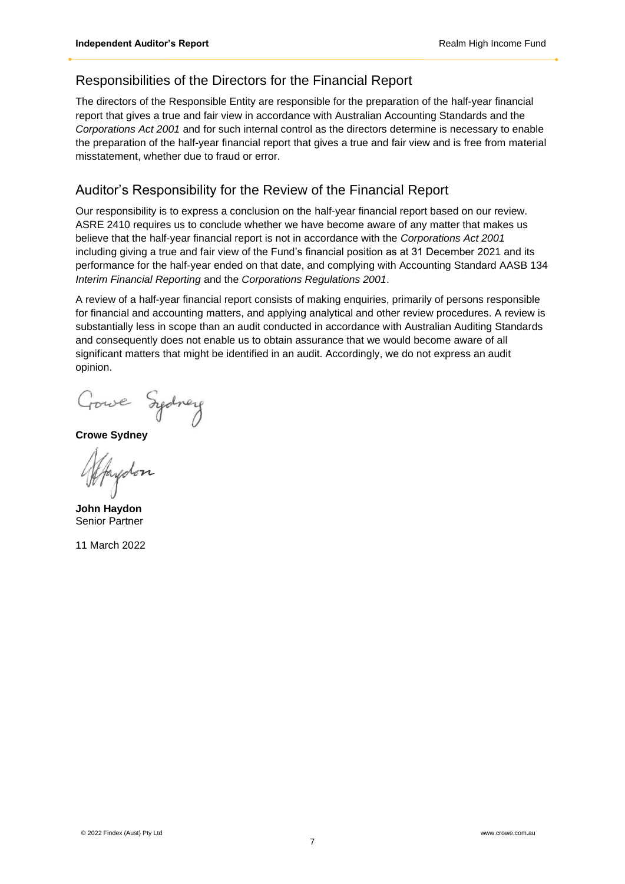## Responsibilities of the Directors for the Financial Report

The directors of the Responsible Entity are responsible for the preparation of the half-year financial report that gives a true and fair view in accordance with Australian Accounting Standards and the *Corporations Act 2001* and for such internal control as the directors determine is necessary to enable the preparation of the half-year financial report that gives a true and fair view and is free from material misstatement, whether due to fraud or error.

## Auditor's Responsibility for the Review of the Financial Report

Our responsibility is to express a conclusion on the half-year financial report based on our review. ASRE 2410 requires us to conclude whether we have become aware of any matter that makes us believe that the half-year financial report is not in accordance with the *Corporations Act 2001* including giving a true and fair view of the Fund's financial position as at 31 December 2021 and its performance for the half-year ended on that date, and complying with Accounting Standard AASB 134 *Interim Financial Reporting* and the *Corporations Regulations 2001*.

A review of a half-year financial report consists of making enquiries, primarily of persons responsible for financial and accounting matters, and applying analytical and other review procedures. A review is substantially less in scope than an audit conducted in accordance with Australian Auditing Standards and consequently does not enable us to obtain assurance that we would become aware of all significant matters that might be identified in an audit. Accordingly, we do not express an audit opinion.

**Crowe Sydney**

**John Haydon**
Senior Partner

11 March 2022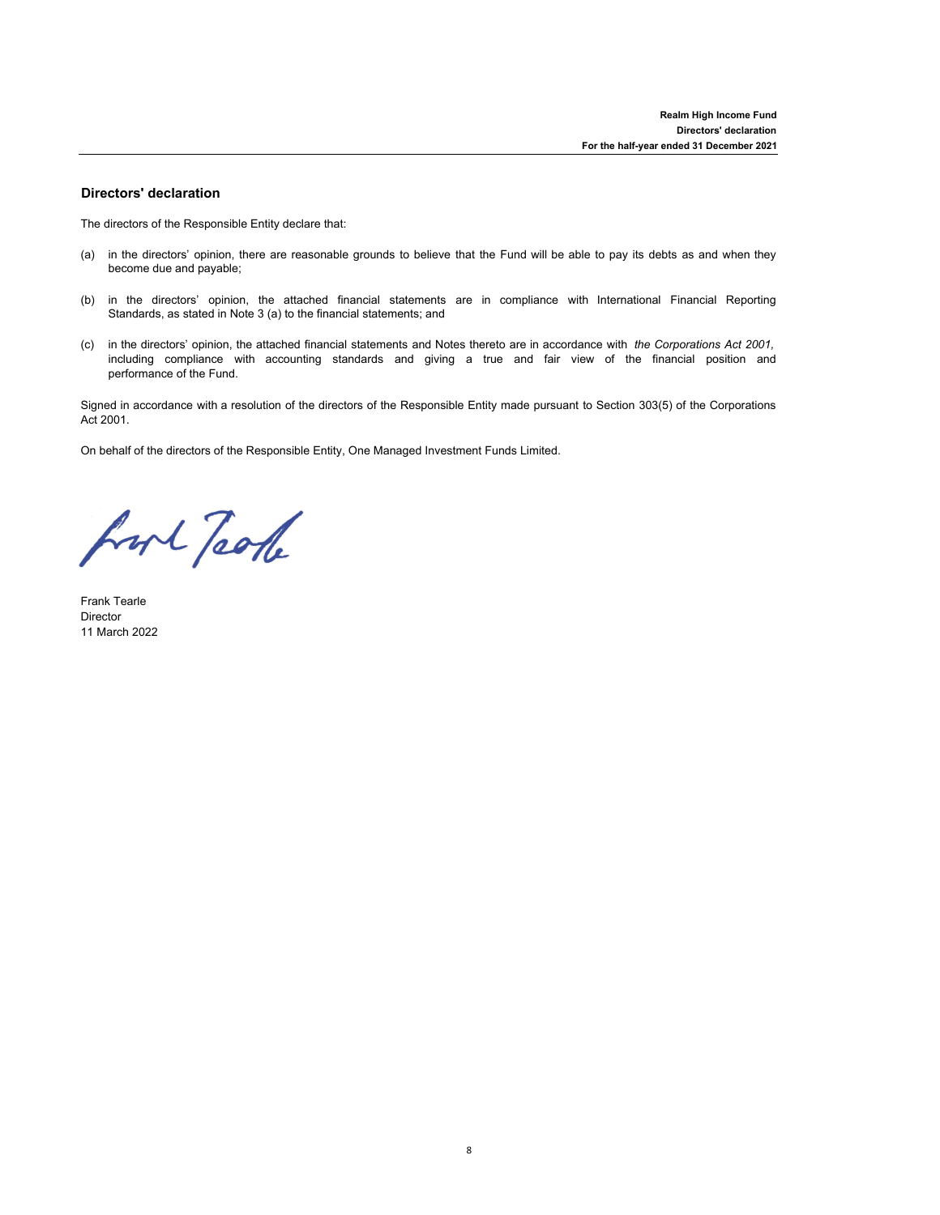## Directors' declaration

The directors of the Responsible Entity declare that:

(a) in the directors' opinion, there are reasonable grounds to believe that the Fund will be able to pay its debts as and when they become due and payable;

(b) in the directors' opinion, the attached financial statements are in compliance with International Financial Reporting Standards, as stated in Note 3 (a) to the financial statements; and

(c) in the directors' opinion, the attached financial statements and Notes thereto are in accordance with *the Corporations Act 2001,* including compliance with accounting standards and giving a true and fair view of the financial position and performance of the Fund.

Signed in accordance with a resolution of the directors of the Responsible Entity made pursuant to Section 303(5) of the Corporations Act 2001.

On behalf of the directors of the Responsible Entity, One Managed Investment Funds Limited.

Frank Tearle
Director
11 March 2022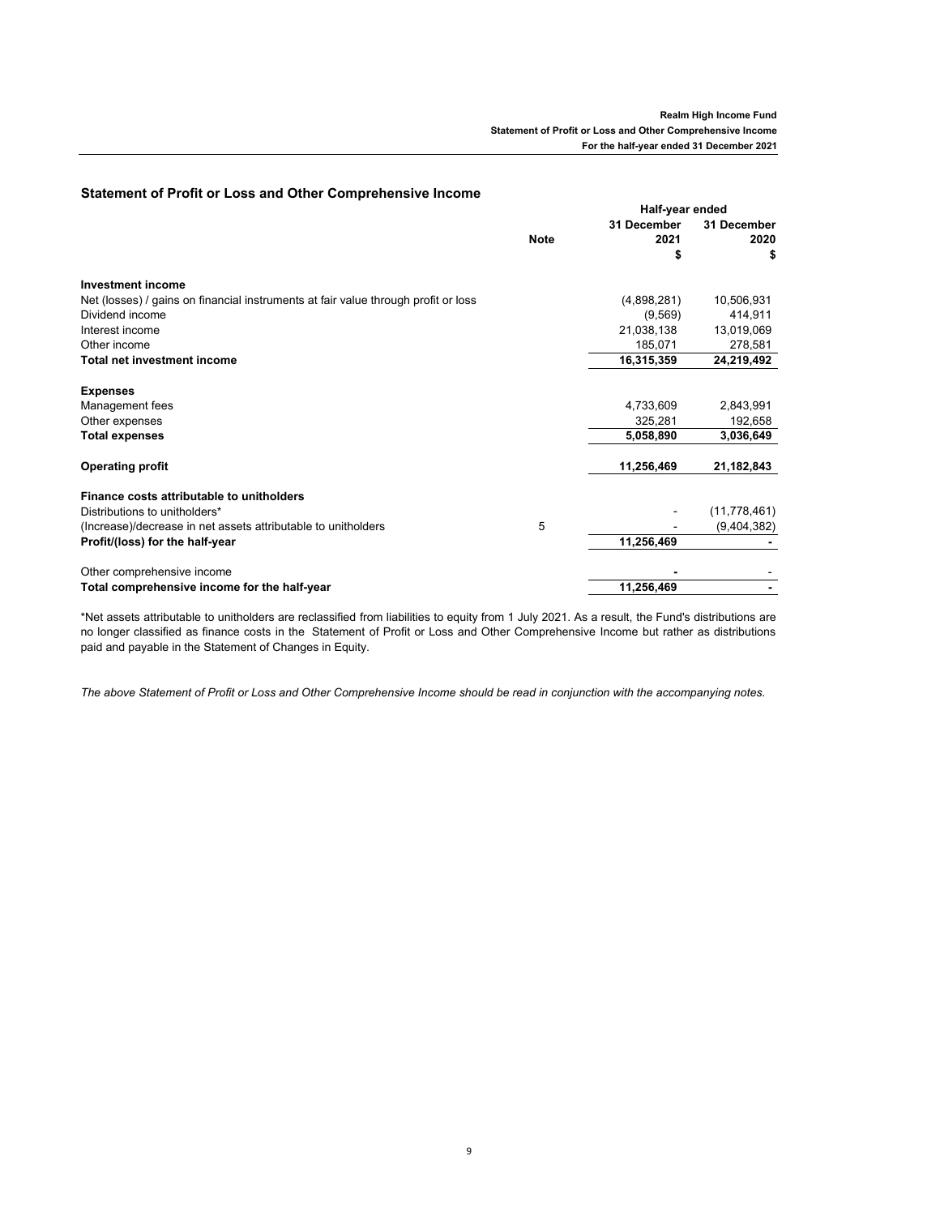## Statement of Profit or Loss and Other Comprehensive Income

| | Note | Half-year ended 31 December 2021 $ | 31 December 2020 $ |
|---|---|---|---|
| **Investment income** | | | |
| Net (losses) / gains on financial instruments at fair value through profit or loss | | (4,898,281) | 10,506,931 |
| Dividend income | | (9,569) | 414,911 |
| Interest income | | 21,038,138 | 13,019,069 |
| Other income | | 185,071 | 278,581 |
| **Total net investment income** | | **16,315,359** | **24,219,492** |
| **Expenses** | | | |
| Management fees | | 4,733,609 | 2,843,991 |
| Other expenses | | 325,281 | 192,658 |
| **Total expenses** | | **5,058,890** | **3,036,649** |
| **Operating profit** | | **11,256,469** | **21,182,843** |
| **Finance costs attributable to unitholders** | | | |
| Distributions to unitholders* | | - | (11,778,461) |
| (Increase)/decrease in net assets attributable to unitholders | 5 | - | (9,404,382) |
| **Profit/(loss) for the half-year** | | **11,256,469** | **-** |
| Other comprehensive income | | **-** | - |
| **Total comprehensive income for the half-year** | | **11,256,469** | **-** |

*Net assets attributable to unitholders are reclassified from liabilities to equity from 1 July 2021. As a result, the Fund's distributions are no longer classified as finance costs in the Statement of Profit or Loss and Other Comprehensive Income but rather as distributions paid and payable in the Statement of Changes in Equity.

*The above Statement of Profit or Loss and Other Comprehensive Income should be read in conjunction with the accompanying notes.*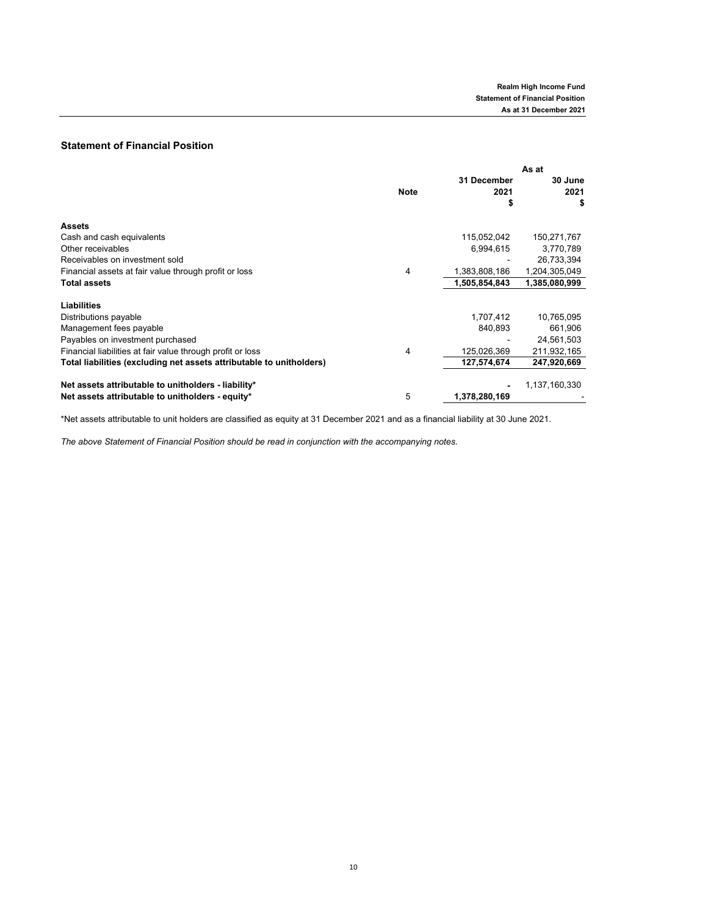## Statement of Financial Position

| | Note | As at 31 December 2021 $ | As at 30 June 2021 $ |
|---|---|---|---|
| **Assets** | | | |
| Cash and cash equivalents | | 115,052,042 | 150,271,767 |
| Other receivables | | 6,994,615 | 3,770,789 |
| Receivables on investment sold | | - | 26,733,394 |
| Financial assets at fair value through profit or loss | 4 | 1,383,808,186 | 1,204,305,049 |
| **Total assets** | | **1,505,854,843** | **1,385,080,999** |
| **Liabilities** | | | |
| Distributions payable | | 1,707,412 | 10,765,095 |
| Management fees payable | | 840,893 | 661,906 |
| Payables on investment purchased | | - | 24,561,503 |
| Financial liabilities at fair value through profit or loss | 4 | 125,026,369 | 211,932,165 |
| **Total liabilities (excluding net assets attributable to unitholders)** | | **127,574,674** | **247,920,669** |
| **Net assets attributable to unitholders - liability*** | | **-** | 1,137,160,330 |
| **Net assets attributable to unitholders - equity*** | 5 | **1,378,280,169** | - |

*Net assets attributable to unit holders are classified as equity at 31 December 2021 and as a financial liability at 30 June 2021.

*The above Statement of Financial Position should be read in conjunction with the accompanying notes.*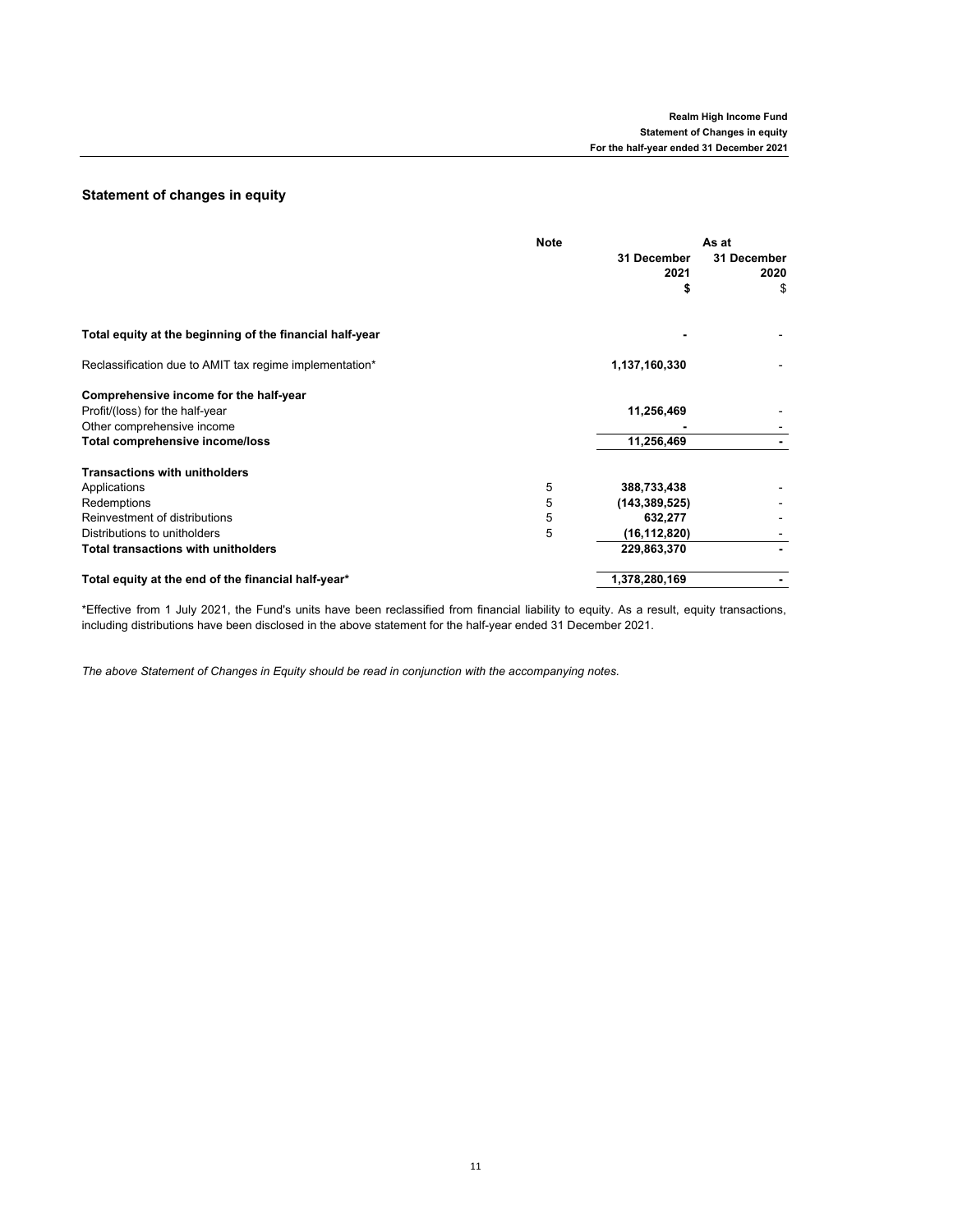## Statement of changes in equity

| | Note | As at | |
|---|---|---|---|
| | | 31 December 2021 | 31 December 2020 |
| | | $ | $ |
| **Total equity at the beginning of the financial half-year** | | **-** | - |
| Reclassification due to AMIT tax regime implementation* | | **1,137,160,330** | - |
| **Comprehensive income for the half-year** | | | |
| Profit/(loss) for the half-year | | **11,256,469** | - |
| Other comprehensive income | | **-** | - |
| **Total comprehensive income/loss** | | **11,256,469** | **-** |
| **Transactions with unitholders** | | | |
| Applications | 5 | **388,733,438** | - |
| Redemptions | 5 | **(143,389,525)** | - |
| Reinvestment of distributions | 5 | **632,277** | - |
| Distributions to unitholders | 5 | **(16,112,820)** | - |
| **Total transactions with unitholders** | | **229,863,370** | **-** |
| **Total equity at the end of the financial half-year*** | | **1,378,280,169** | **-** |

*Effective from 1 July 2021, the Fund's units have been reclassified from financial liability to equity. As a result, equity transactions, including distributions have been disclosed in the above statement for the half-year ended 31 December 2021.

*The above Statement of Changes in Equity should be read in conjunction with the accompanying notes.*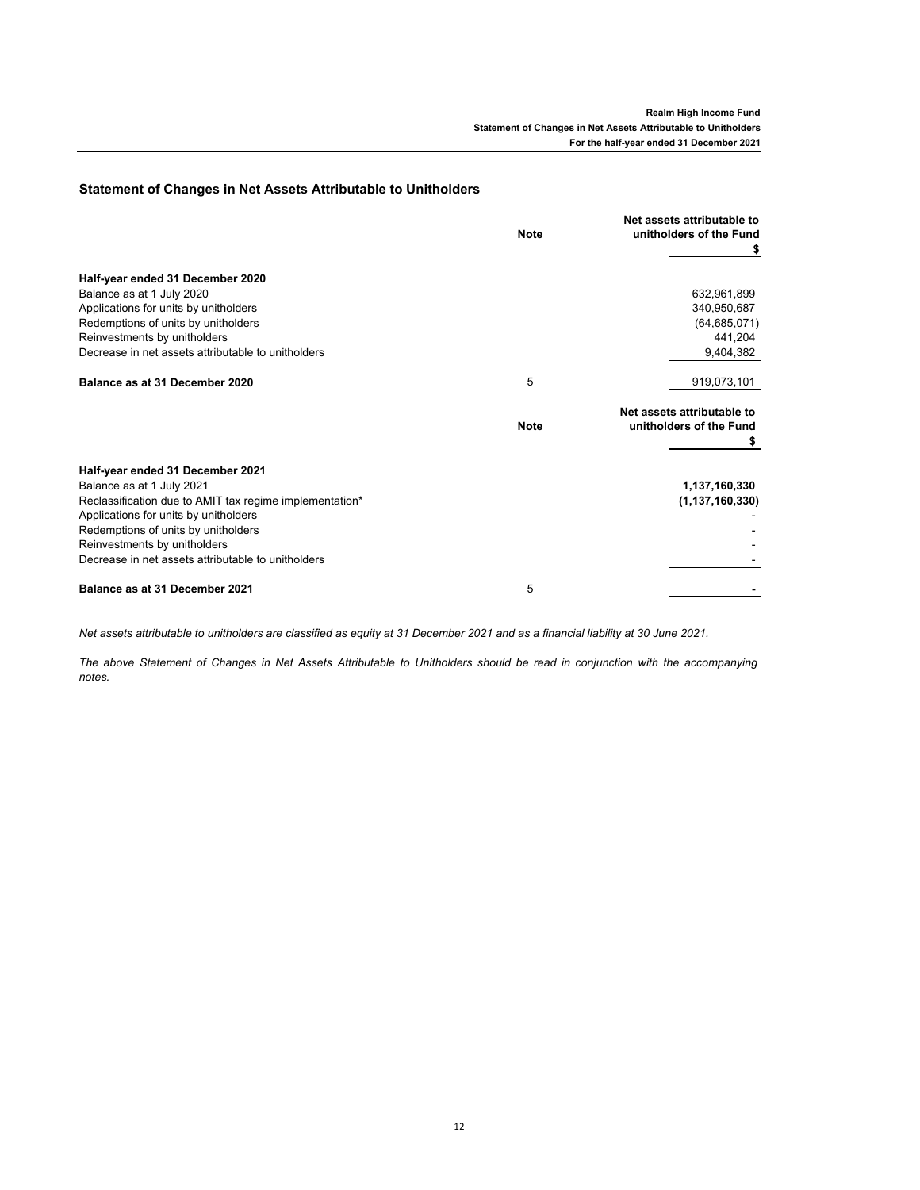## Statement of Changes in Net Assets Attributable to Unitholders

| | Note | Net assets attributable to unitholders of the Fund $ |
|---|---|---|
| **Half-year ended 31 December 2020** | | |
| Balance as at 1 July 2020 | | 632,961,899 |
| Applications for units by unitholders | | 340,950,687 |
| Redemptions of units by unitholders | | (64,685,071) |
| Reinvestments by unitholders | | 441,204 |
| Decrease in net assets attributable to unitholders | | 9,404,382 |
| **Balance as at 31 December 2020** | 5 | 919,073,101 |

| | Note | Net assets attributable to unitholders of the Fund $ |
|---|---|---|
| **Half-year ended 31 December 2021** | | |
| Balance as at 1 July 2021 | | **1,137,160,330** |
| Reclassification due to AMIT tax regime implementation* | | **(1,137,160,330)** |
| Applications for units by unitholders | | - |
| Redemptions of units by unitholders | | - |
| Reinvestments by unitholders | | - |
| Decrease in net assets attributable to unitholders | | - |
| **Balance as at 31 December 2021** | 5 | **-** |

*Net assets attributable to unitholders are classified as equity at 31 December 2021 and as a financial liability at 30 June 2021.*

*The above Statement of Changes in Net Assets Attributable to Unitholders should be read in conjunction with the accompanying notes.*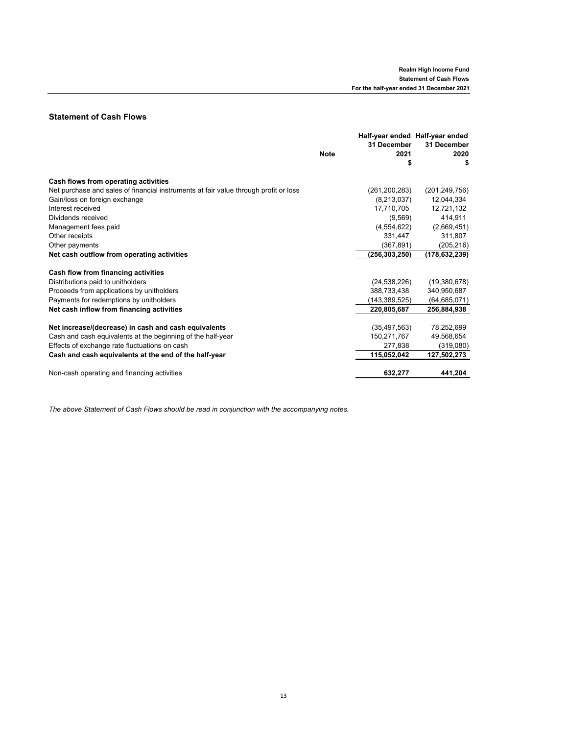## Statement of Cash Flows

| | Note | Half-year ended 31 December 2021 $ | Half-year ended 31 December 2020 $ |
|---|---|---|---|
| **Cash flows from operating activities** | | | |
| Net purchase and sales of financial instruments at fair value through profit or loss | | (261,200,283) | (201,249,756) |
| Gain/loss on foreign exchange | | (8,213,037) | 12,044,334 |
| Interest received | | 17,710,705 | 12,721,132 |
| Dividends received | | (9,569) | 414,911 |
| Management fees paid | | (4,554,622) | (2,669,451) |
| Other receipts | | 331,447 | 311,807 |
| Other payments | | (367,891) | (205,216) |
| **Net cash outflow from operating activities** | | **(256,303,250)** | **(178,632,239)** |
| **Cash flow from financing activities** | | | |
| Distributions paid to unitholders | | (24,538,226) | (19,380,678) |
| Proceeds from applications by unitholders | | 388,733,438 | 340,950,687 |
| Payments for redemptions by unitholders | | (143,389,525) | (64,685,071) |
| **Net cash inflow from financing activities** | | **220,805,687** | **256,884,938** |
| **Net increase/(decrease) in cash and cash equivalents** | | (35,497,563) | 78,252,699 |
| Cash and cash equivalents at the beginning of the half-year | | 150,271,767 | 49,568,654 |
| Effects of exchange rate fluctuations on cash | | 277,838 | (319,080) |
| **Cash and cash equivalents at the end of the half-year** | | **115,052,042** | **127,502,273** |
| Non-cash operating and financing activities | | **632,277** | **441,204** |

*The above Statement of Cash Flows should be read in conjunction with the accompanying notes.*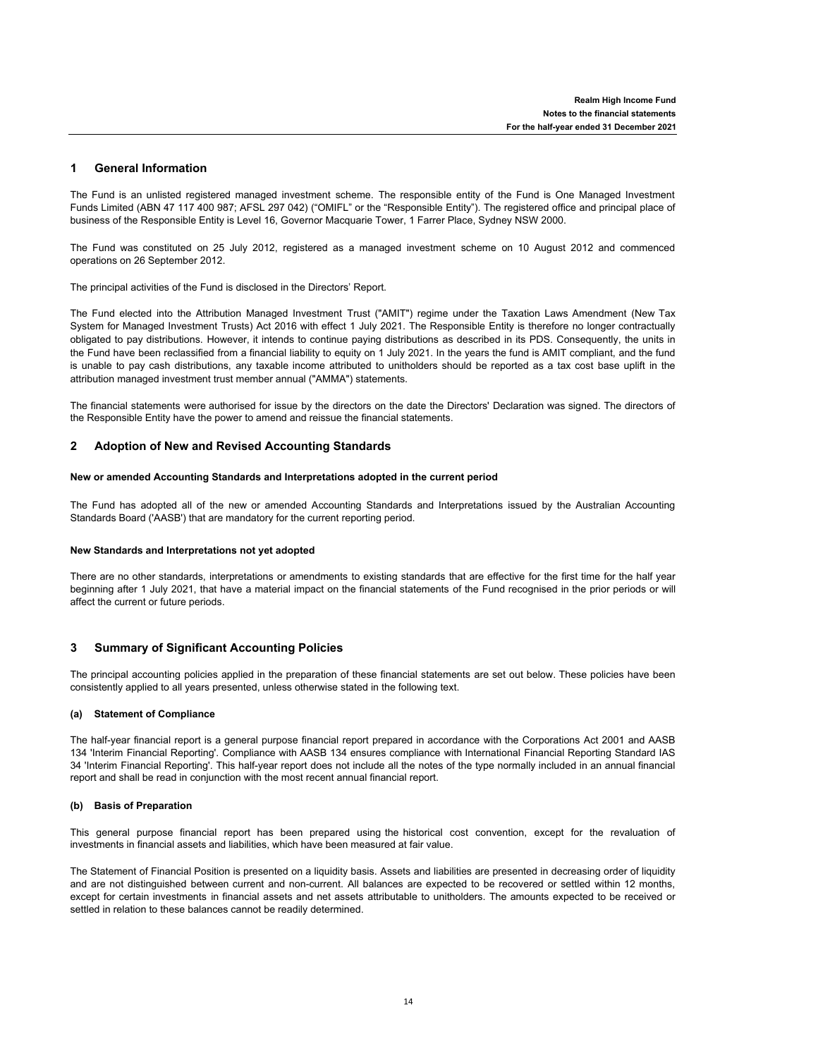## 1 General Information

The Fund is an unlisted registered managed investment scheme. The responsible entity of the Fund is One Managed Investment Funds Limited (ABN 47 117 400 987; AFSL 297 042) ("OMIFL" or the "Responsible Entity"). The registered office and principal place of business of the Responsible Entity is Level 16, Governor Macquarie Tower, 1 Farrer Place, Sydney NSW 2000.

The Fund was constituted on 25 July 2012, registered as a managed investment scheme on 10 August 2012 and commenced operations on 26 September 2012.

The principal activities of the Fund is disclosed in the Directors' Report.

The Fund elected into the Attribution Managed Investment Trust ("AMIT") regime under the Taxation Laws Amendment (New Tax System for Managed Investment Trusts) Act 2016 with effect 1 July 2021. The Responsible Entity is therefore no longer contractually obligated to pay distributions. However, it intends to continue paying distributions as described in its PDS. Consequently, the units in the Fund have been reclassified from a financial liability to equity on 1 July 2021. In the years the fund is AMIT compliant, and the fund is unable to pay cash distributions, any taxable income attributed to unitholders should be reported as a tax cost base uplift in the attribution managed investment trust member annual ("AMMA") statements.

The financial statements were authorised for issue by the directors on the date the Directors' Declaration was signed. The directors of the Responsible Entity have the power to amend and reissue the financial statements.

## 2 Adoption of New and Revised Accounting Standards

**New or amended Accounting Standards and Interpretations adopted in the current period**

The Fund has adopted all of the new or amended Accounting Standards and Interpretations issued by the Australian Accounting Standards Board ('AASB') that are mandatory for the current reporting period.

**New Standards and Interpretations not yet adopted**

There are no other standards, interpretations or amendments to existing standards that are effective for the first time for the half year beginning after 1 July 2021, that have a material impact on the financial statements of the Fund recognised in the prior periods or will affect the current or future periods.

## 3 Summary of Significant Accounting Policies

The principal accounting policies applied in the preparation of these financial statements are set out below. These policies have been consistently applied to all years presented, unless otherwise stated in the following text.

### (a) Statement of Compliance

The half-year financial report is a general purpose financial report prepared in accordance with the Corporations Act 2001 and AASB 134 'Interim Financial Reporting'. Compliance with AASB 134 ensures compliance with International Financial Reporting Standard IAS 34 'Interim Financial Reporting'. This half-year report does not include all the notes of the type normally included in an annual financial report and shall be read in conjunction with the most recent annual financial report.

### (b) Basis of Preparation

This general purpose financial report has been prepared using the historical cost convention, except for the revaluation of investments in financial assets and liabilities, which have been measured at fair value.

The Statement of Financial Position is presented on a liquidity basis. Assets and liabilities are presented in decreasing order of liquidity and are not distinguished between current and non-current. All balances are expected to be recovered or settled within 12 months, except for certain investments in financial assets and net assets attributable to unitholders. The amounts expected to be received or settled in relation to these balances cannot be readily determined.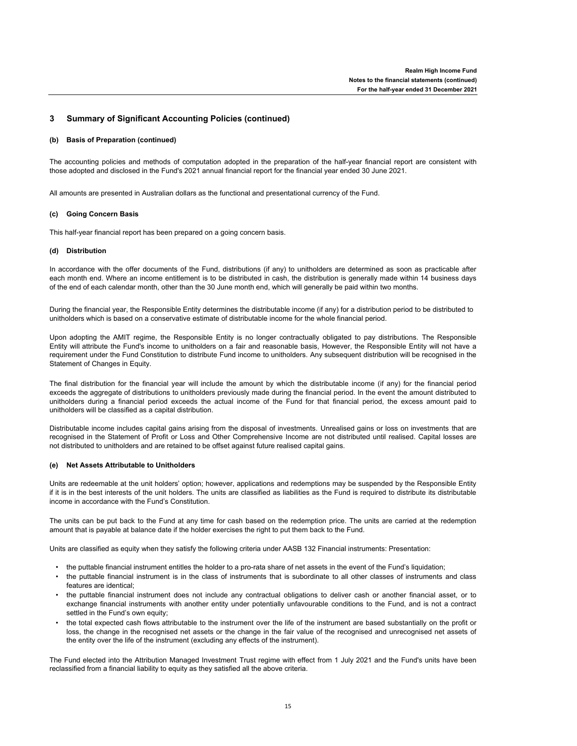## 3 Summary of Significant Accounting Policies (continued)

### (b) Basis of Preparation (continued)

The accounting policies and methods of computation adopted in the preparation of the half-year financial report are consistent with those adopted and disclosed in the Fund's 2021 annual financial report for the financial year ended 30 June 2021.

All amounts are presented in Australian dollars as the functional and presentational currency of the Fund.

### (c) Going Concern Basis

This half-year financial report has been prepared on a going concern basis.

### (d) Distribution

In accordance with the offer documents of the Fund, distributions (if any) to unitholders are determined as soon as practicable after each month end. Where an income entitlement is to be distributed in cash, the distribution is generally made within 14 business days of the end of each calendar month, other than the 30 June month end, which will generally be paid within two months.

During the financial year, the Responsible Entity determines the distributable income (if any) for a distribution period to be distributed to unitholders which is based on a conservative estimate of distributable income for the whole financial period.

Upon adopting the AMIT regime, the Responsible Entity is no longer contractually obligated to pay distributions. The Responsible Entity will attribute the Fund's income to unitholders on a fair and reasonable basis, However, the Responsible Entity will not have a requirement under the Fund Constitution to distribute Fund income to unitholders. Any subsequent distribution will be recognised in the Statement of Changes in Equity.

The final distribution for the financial year will include the amount by which the distributable income (if any) for the financial period exceeds the aggregate of distributions to unitholders previously made during the financial period. In the event the amount distributed to unitholders during a financial period exceeds the actual income of the Fund for that financial period, the excess amount paid to unitholders will be classified as a capital distribution.

Distributable income includes capital gains arising from the disposal of investments. Unrealised gains or loss on investments that are recognised in the Statement of Profit or Loss and Other Comprehensive Income are not distributed until realised. Capital losses are not distributed to unitholders and are retained to be offset against future realised capital gains.

### (e) Net Assets Attributable to Unitholders

Units are redeemable at the unit holders' option; however, applications and redemptions may be suspended by the Responsible Entity if it is in the best interests of the unit holders. The units are classified as liabilities as the Fund is required to distribute its distributable income in accordance with the Fund's Constitution.

The units can be put back to the Fund at any time for cash based on the redemption price. The units are carried at the redemption amount that is payable at balance date if the holder exercises the right to put them back to the Fund.

Units are classified as equity when they satisfy the following criteria under AASB 132 Financial instruments: Presentation:

- the puttable financial instrument entitles the holder to a pro-rata share of net assets in the event of the Fund's liquidation;
- the puttable financial instrument is in the class of instruments that is subordinate to all other classes of instruments and class features are identical;
- the puttable financial instrument does not include any contractual obligations to deliver cash or another financial asset, or to exchange financial instruments with another entity under potentially unfavourable conditions to the Fund, and is not a contract settled in the Fund's own equity;
- the total expected cash flows attributable to the instrument over the life of the instrument are based substantially on the profit or loss, the change in the recognised net assets or the change in the fair value of the recognised and unrecognised net assets of the entity over the life of the instrument (excluding any effects of the instrument).

The Fund elected into the Attribution Managed Investment Trust regime with effect from 1 July 2021 and the Fund's units have been reclassified from a financial liability to equity as they satisfied all the above criteria.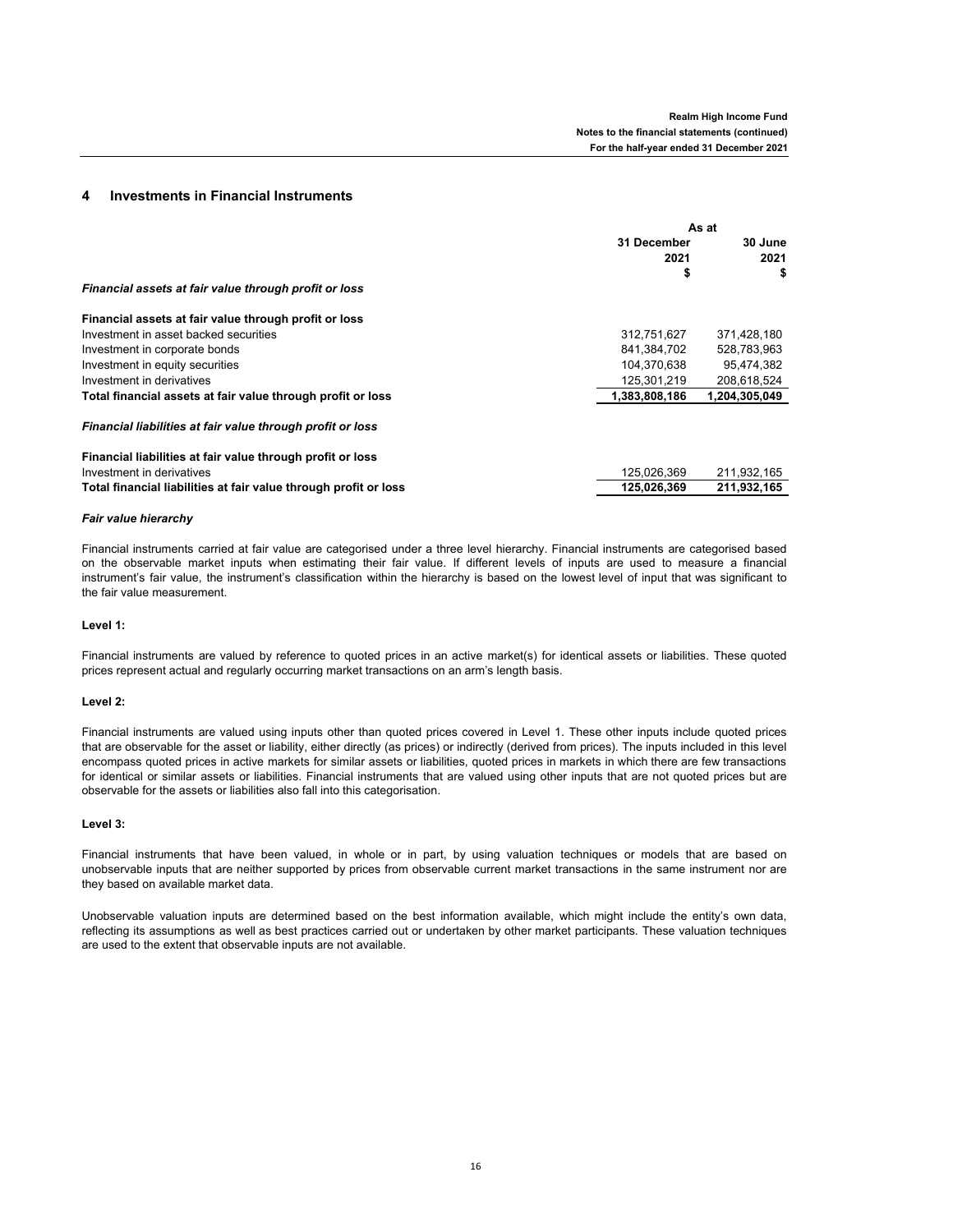## 4 Investments in Financial Instruments

| | As at | |
|---|---|---|
| | 31 December 2021 | 30 June 2021 |
| | $ | $ |
| ***Financial assets at fair value through profit or loss*** | | |
| **Financial assets at fair value through profit or loss** | | |
| Investment in asset backed securities | 312,751,627 | 371,428,180 |
| Investment in corporate bonds | 841,384,702 | 528,783,963 |
| Investment in equity securities | 104,370,638 | 95,474,382 |
| Investment in derivatives | 125,301,219 | 208,618,524 |
| **Total financial assets at fair value through profit or loss** | **1,383,808,186** | **1,204,305,049** |
| ***Financial liabilities at fair value through profit or loss*** | | |
| **Financial liabilities at fair value through profit or loss** | | |
| Investment in derivatives | 125,026,369 | 211,932,165 |
| **Total financial liabilities at fair value through profit or loss** | **125,026,369** | **211,932,165** |

***Fair value hierarchy***

Financial instruments carried at fair value are categorised under a three level hierarchy. Financial instruments are categorised based on the observable market inputs when estimating their fair value. If different levels of inputs are used to measure a financial instrument's fair value, the instrument's classification within the hierarchy is based on the lowest level of input that was significant to the fair value measurement.

**Level 1:**

Financial instruments are valued by reference to quoted prices in an active market(s) for identical assets or liabilities. These quoted prices represent actual and regularly occurring market transactions on an arm's length basis.

**Level 2:**

Financial instruments are valued using inputs other than quoted prices covered in Level 1. These other inputs include quoted prices that are observable for the asset or liability, either directly (as prices) or indirectly (derived from prices). The inputs included in this level encompass quoted prices in active markets for similar assets or liabilities, quoted prices in markets in which there are few transactions for identical or similar assets or liabilities. Financial instruments that are valued using other inputs that are not quoted prices but are observable for the assets or liabilities also fall into this categorisation.

**Level 3:**

Financial instruments that have been valued, in whole or in part, by using valuation techniques or models that are based on unobservable inputs that are neither supported by prices from observable current market transactions in the same instrument nor are they based on available market data.

Unobservable valuation inputs are determined based on the best information available, which might include the entity's own data, reflecting its assumptions as well as best practices carried out or undertaken by other market participants. These valuation techniques are used to the extent that observable inputs are not available.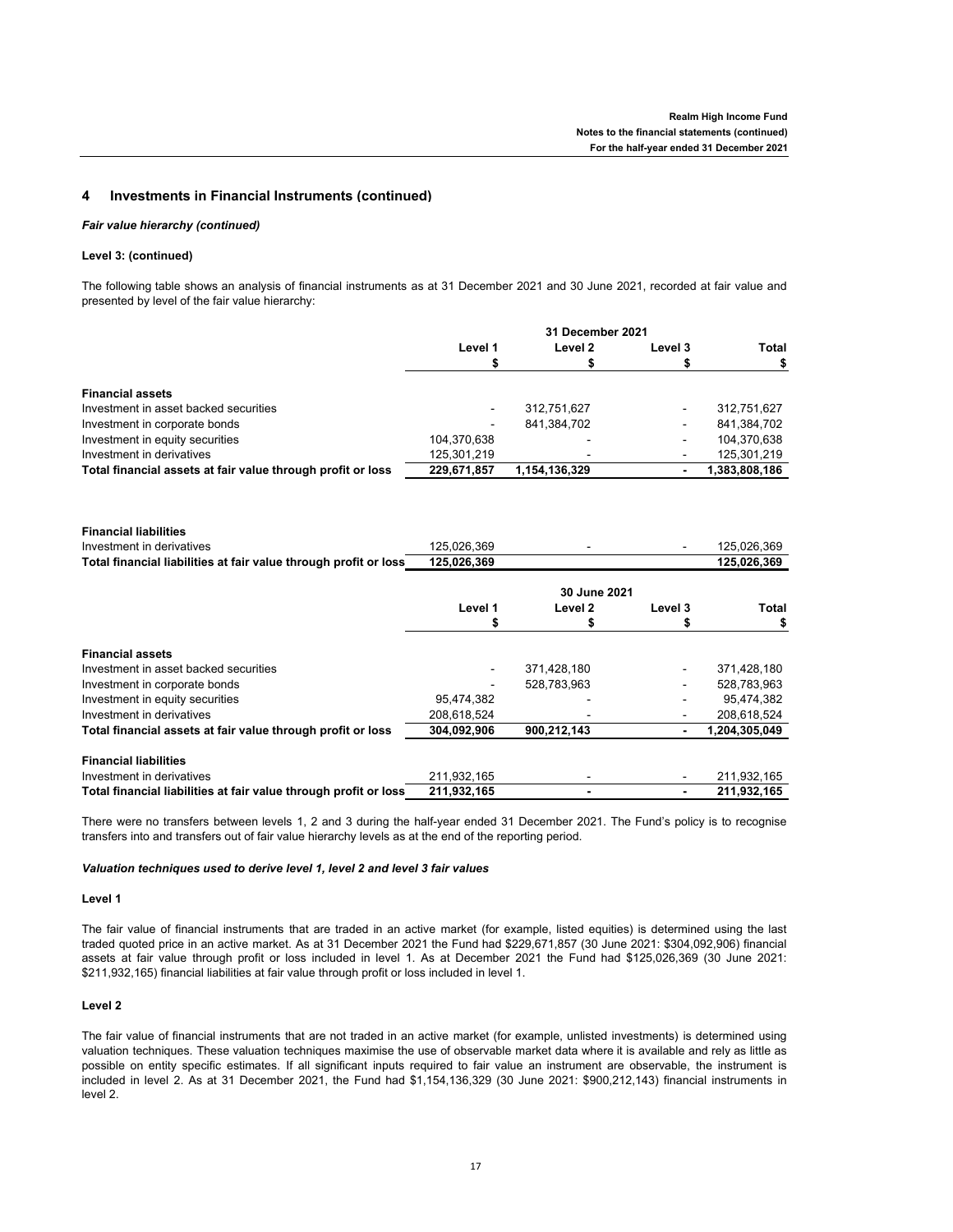## 4 Investments in Financial Instruments (continued)

### *Fair value hierarchy (continued)*

**Level 3: (continued)**

The following table shows an analysis of financial instruments as at 31 December 2021 and 30 June 2021, recorded at fair value and presented by level of the fair value hierarchy:

| | 31 December 2021 | | | |
|---|---|---|---|---|
| | Level 1 | Level 2 | Level 3 | Total |
| | $ | $ | $ | $ |
| **Financial assets** | | | | |
| Investment in asset backed securities | - | 312,751,627 | - | 312,751,627 |
| Investment in corporate bonds | - | 841,384,702 | - | 841,384,702 |
| Investment in equity securities | 104,370,638 | - | - | 104,370,638 |
| Investment in derivatives | 125,301,219 | - | - | 125,301,219 |
| **Total financial assets at fair value through profit or loss** | **229,671,857** | **1,154,136,329** | **-** | **1,383,808,186** |
| **Financial liabilities** | | | | |
| Investment in derivatives | 125,026,369 | - | - | 125,026,369 |
| **Total financial liabilities at fair value through profit or loss** | **125,026,369** | | | **125,026,369** |

| | 30 June 2021 | | | |
|---|---|---|---|---|
| | Level 1 | Level 2 | Level 3 | Total |
| | $ | $ | $ | $ |
| **Financial assets** | | | | |
| Investment in asset backed securities | - | 371,428,180 | - | 371,428,180 |
| Investment in corporate bonds | - | 528,783,963 | - | 528,783,963 |
| Investment in equity securities | 95,474,382 | - | - | 95,474,382 |
| Investment in derivatives | 208,618,524 | - | - | 208,618,524 |
| **Total financial assets at fair value through profit or loss** | **304,092,906** | **900,212,143** | **-** | **1,204,305,049** |
| **Financial liabilities** | | | | |
| Investment in derivatives | 211,932,165 | - | - | 211,932,165 |
| **Total financial liabilities at fair value through profit or loss** | **211,932,165** | **-** | **-** | **211,932,165** |

There were no transfers between levels 1, 2 and 3 during the half-year ended 31 December 2021. The Fund's policy is to recognise transfers into and transfers out of fair value hierarchy levels as at the end of the reporting period.

### *Valuation techniques used to derive level 1, level 2 and level 3 fair values*

**Level 1**

The fair value of financial instruments that are traded in an active market (for example, listed equities) is determined using the last traded quoted price in an active market. As at 31 December 2021 the Fund had $229,671,857 (30 June 2021: $304,092,906) financial assets at fair value through profit or loss included in level 1. As at December 2021 the Fund had $125,026,369 (30 June 2021: $211,932,165) financial liabilities at fair value through profit or loss included in level 1.

**Level 2**

The fair value of financial instruments that are not traded in an active market (for example, unlisted investments) is determined using valuation techniques. These valuation techniques maximise the use of observable market data where it is available and rely as little as possible on entity specific estimates. If all significant inputs required to fair value an instrument are observable, the instrument is included in level 2. As at 31 December 2021, the Fund had $1,154,136,329 (30 June 2021: $900,212,143) financial instruments in level 2.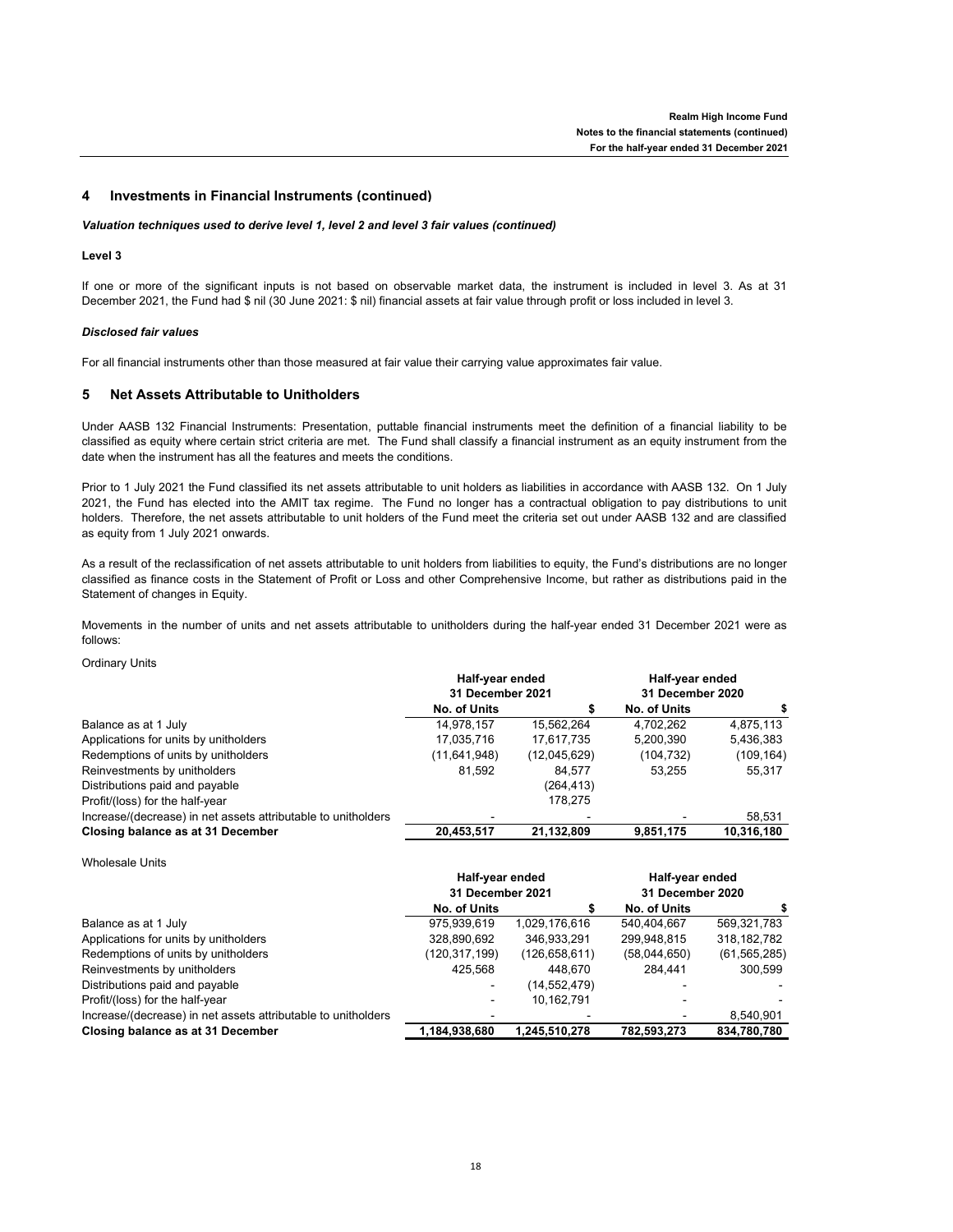## 4 Investments in Financial Instruments (continued)

*Valuation techniques used to derive level 1, level 2 and level 3 fair values (continued)*

**Level 3**

If one or more of the significant inputs is not based on observable market data, the instrument is included in level 3. As at 31 December 2021, the Fund had $ nil (30 June 2021: $ nil) financial assets at fair value through profit or loss included in level 3.

*Disclosed fair values*

For all financial instruments other than those measured at fair value their carrying value approximates fair value.

## 5 Net Assets Attributable to Unitholders

Under AASB 132 Financial Instruments: Presentation, puttable financial instruments meet the definition of a financial liability to be classified as equity where certain strict criteria are met. The Fund shall classify a financial instrument as an equity instrument from the date when the instrument has all the features and meets the conditions.

Prior to 1 July 2021 the Fund classified its net assets attributable to unit holders as liabilities in accordance with AASB 132. On 1 July 2021, the Fund has elected into the AMIT tax regime. The Fund no longer has a contractual obligation to pay distributions to unit holders. Therefore, the net assets attributable to unit holders of the Fund meet the criteria set out under AASB 132 and are classified as equity from 1 July 2021 onwards.

As a result of the reclassification of net assets attributable to unit holders from liabilities to equity, the Fund's distributions are no longer classified as finance costs in the Statement of Profit or Loss and other Comprehensive Income, but rather as distributions paid in the Statement of changes in Equity.

Movements in the number of units and net assets attributable to unitholders during the half-year ended 31 December 2021 were as follows:

Ordinary Units

| | Half-year ended 31 December 2021 | | Half-year ended 31 December 2020 | |
|---|---|---|---|---|
| | **No. of Units** | **$** | **No. of Units** | **$** |
| Balance as at 1 July | 14,978,157 | 15,562,264 | 4,702,262 | 4,875,113 |
| Applications for units by unitholders | 17,035,716 | 17,617,735 | 5,200,390 | 5,436,383 |
| Redemptions of units by unitholders | (11,641,948) | (12,045,629) | (104,732) | (109,164) |
| Reinvestments by unitholders | 81,592 | 84,577 | 53,255 | 55,317 |
| Distributions paid and payable | | (264,413) | | |
| Profit/(loss) for the half-year | | 178,275 | | |
| Increase/(decrease) in net assets attributable to unitholders | - | - | - | 58,531 |
| **Closing balance as at 31 December** | **20,453,517** | **21,132,809** | **9,851,175** | **10,316,180** |

Wholesale Units

| | Half-year ended 31 December 2021 | | Half-year ended 31 December 2020 | |
|---|---|---|---|---|
| | **No. of Units** | **$** | **No. of Units** | **$** |
| Balance as at 1 July | 975,939,619 | 1,029,176,616 | 540,404,667 | 569,321,783 |
| Applications for units by unitholders | 328,890,692 | 346,933,291 | 299,948,815 | 318,182,782 |
| Redemptions of units by unitholders | (120,317,199) | (126,658,611) | (58,044,650) | (61,565,285) |
| Reinvestments by unitholders | 425,568 | 448,670 | 284,441 | 300,599 |
| Distributions paid and payable | - | (14,552,479) | - | - |
| Profit/(loss) for the half-year | - | 10,162,791 | - | - |
| Increase/(decrease) in net assets attributable to unitholders | - | - | - | 8,540,901 |
| **Closing balance as at 31 December** | **1,184,938,680** | **1,245,510,278** | **782,593,273** | **834,780,780** |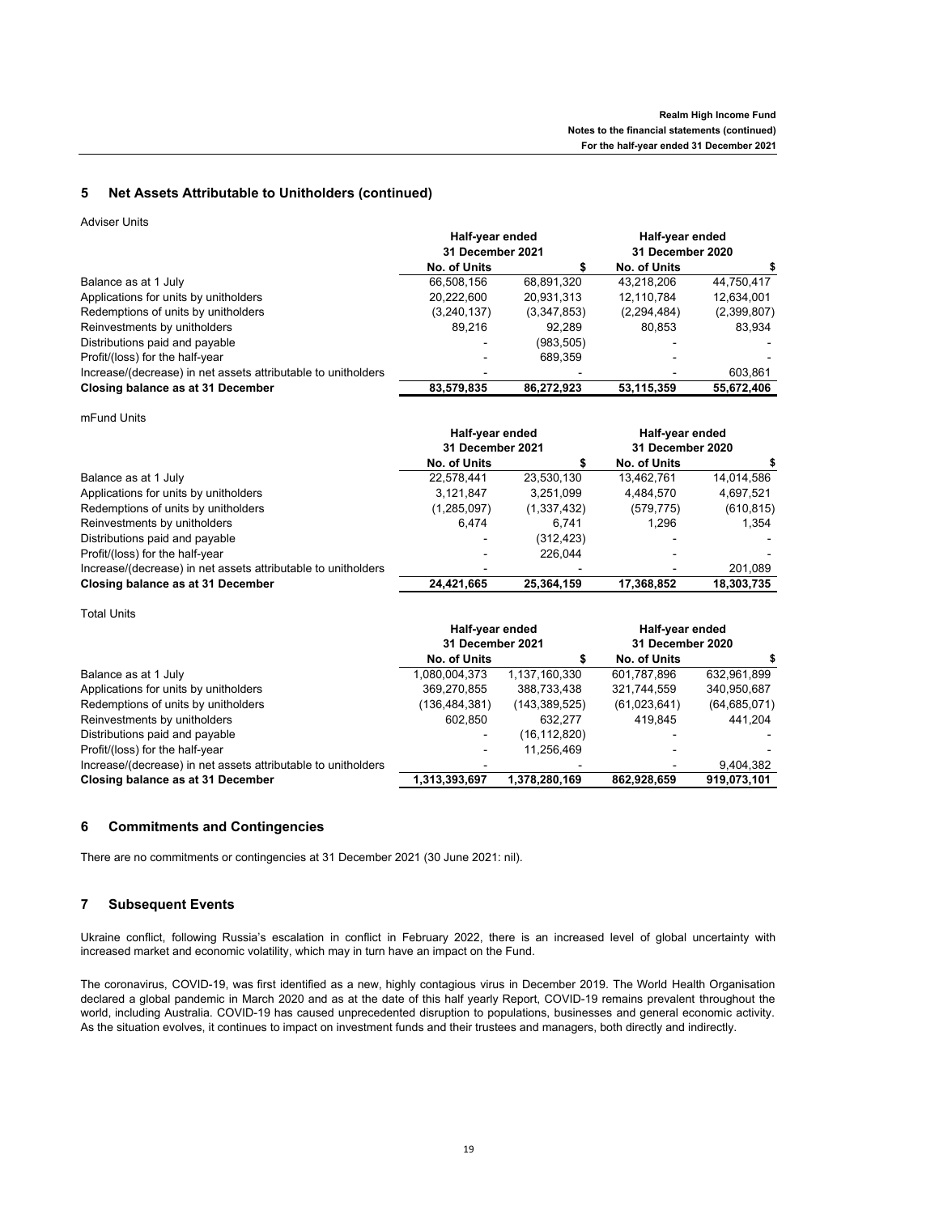## 5 Net Assets Attributable to Unitholders (continued)

Adviser Units

| | Half-year ended 31 December 2021 | | Half-year ended 31 December 2020 | |
|---|---|---|---|---|
| | No. of Units | $ | No. of Units | $ |
| Balance as at 1 July | 66,508,156 | 68,891,320 | 43,218,206 | 44,750,417 |
| Applications for units by unitholders | 20,222,600 | 20,931,313 | 12,110,784 | 12,634,001 |
| Redemptions of units by unitholders | (3,240,137) | (3,347,853) | (2,294,484) | (2,399,807) |
| Reinvestments by unitholders | 89,216 | 92,289 | 80,853 | 83,934 |
| Distributions paid and payable | - | (983,505) | - | - |
| Profit/(loss) for the half-year | - | 689,359 | - | - |
| Increase/(decrease) in net assets attributable to unitholders | - | - | - | 603,861 |
| **Closing balance as at 31 December** | **83,579,835** | **86,272,923** | **53,115,359** | **55,672,406** |

mFund Units

| | Half-year ended 31 December 2021 | | Half-year ended 31 December 2020 | |
|---|---|---|---|---|
| | No. of Units | $ | No. of Units | $ |
| Balance as at 1 July | 22,578,441 | 23,530,130 | 13,462,761 | 14,014,586 |
| Applications for units by unitholders | 3,121,847 | 3,251,099 | 4,484,570 | 4,697,521 |
| Redemptions of units by unitholders | (1,285,097) | (1,337,432) | (579,775) | (610,815) |
| Reinvestments by unitholders | 6,474 | 6,741 | 1,296 | 1,354 |
| Distributions paid and payable | - | (312,423) | - | - |
| Profit/(loss) for the half-year | - | 226,044 | - | - |
| Increase/(decrease) in net assets attributable to unitholders | - | - | - | 201,089 |
| **Closing balance as at 31 December** | **24,421,665** | **25,364,159** | **17,368,852** | **18,303,735** |

Total Units

| | Half-year ended 31 December 2021 | | Half-year ended 31 December 2020 | |
|---|---|---|---|---|
| | No. of Units | $ | No. of Units | $ |
| Balance as at 1 July | 1,080,004,373 | 1,137,160,330 | 601,787,896 | 632,961,899 |
| Applications for units by unitholders | 369,270,855 | 388,733,438 | 321,744,559 | 340,950,687 |
| Redemptions of units by unitholders | (136,484,381) | (143,389,525) | (61,023,641) | (64,685,071) |
| Reinvestments by unitholders | 602,850 | 632,277 | 419,845 | 441,204 |
| Distributions paid and payable | - | (16,112,820) | - | - |
| Profit/(loss) for the half-year | - | 11,256,469 | - | - |
| Increase/(decrease) in net assets attributable to unitholders | - | - | - | 9,404,382 |
| **Closing balance as at 31 December** | **1,313,393,697** | **1,378,280,169** | **862,928,659** | **919,073,101** |

## 6 Commitments and Contingencies

There are no commitments or contingencies at 31 December 2021 (30 June 2021: nil).

## 7 Subsequent Events

Ukraine conflict, following Russia's escalation in conflict in February 2022, there is an increased level of global uncertainty with increased market and economic volatility, which may in turn have an impact on the Fund.

The coronavirus, COVID-19, was first identified as a new, highly contagious virus in December 2019. The World Health Organisation declared a global pandemic in March 2020 and as at the date of this half yearly Report, COVID-19 remains prevalent throughout the world, including Australia. COVID-19 has caused unprecedented disruption to populations, businesses and general economic activity. As the situation evolves, it continues to impact on investment funds and their trustees and managers, both directly and indirectly.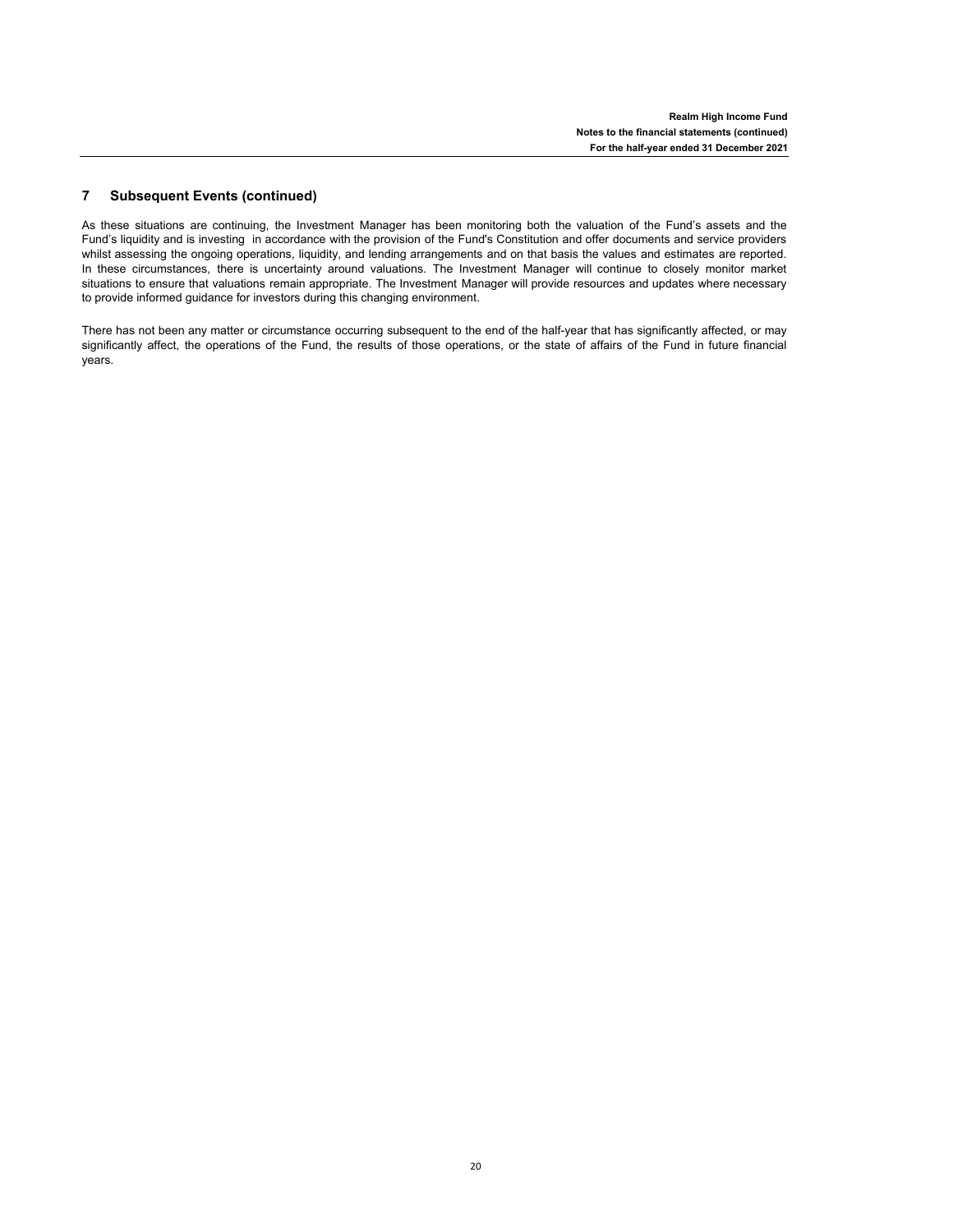## 7 Subsequent Events (continued)

As these situations are continuing, the Investment Manager has been monitoring both the valuation of the Fund's assets and the Fund's liquidity and is investing in accordance with the provision of the Fund's Constitution and offer documents and service providers whilst assessing the ongoing operations, liquidity, and lending arrangements and on that basis the values and estimates are reported. In these circumstances, there is uncertainty around valuations. The Investment Manager will continue to closely monitor market situations to ensure that valuations remain appropriate. The Investment Manager will provide resources and updates where necessary to provide informed guidance for investors during this changing environment.

There has not been any matter or circumstance occurring subsequent to the end of the half-year that has significantly affected, or may significantly affect, the operations of the Fund, the results of those operations, or the state of affairs of the Fund in future financial years.